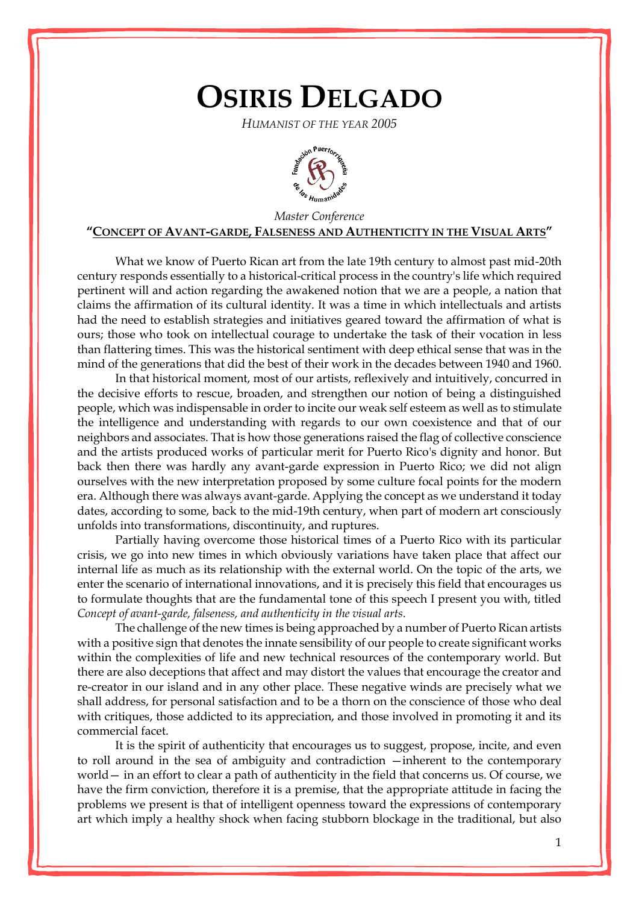# OSIRIS DELGADO

*HUMANIST OF THE YEAR 2005*

*Master Conference*

**"CONCEPT OF AVANT-GARDE, FALSENESS AND AUTHENTICITY IN THE VISUAL ARTS"**

What we know of Puerto Rican art from the late 19th century to almost past mid-20th century responds essentially to a historical-critical process in the country's life which required pertinent will and action regarding the awakened notion that we are a people, a nation that claims the affirmation of its cultural identity. It was a time in which intellectuals and artists had the need to establish strategies and initiatives geared toward the affirmation of what is ours; those who took on intellectual courage to undertake the task of their vocation in less than flattering times. This was the historical sentiment with deep ethical sense that was in the mind of the generations that did the best of their work in the decades between 1940 and 1960.

In that historical moment, most of our artists, reflexively and intuitively, concurred in the decisive efforts to rescue, broaden, and strengthen our notion of being a distinguished people, which was indispensable in order to incite our weak self esteem as well as to stimulate the intelligence and understanding with regards to our own coexistence and that of our neighbors and associates. That is how those generations raised the flag of collective conscience and the artists produced works of particular merit for Puerto Rico's dignity and honor. But back then there was hardly any avant-garde expression in Puerto Rico; we did not align ourselves with the new interpretation proposed by some culture focal points for the modern era. Although there was always avant-garde. Applying the concept as we understand it today dates, according to some, back to the mid-19th century, when part of modern art consciously unfolds into transformations, discontinuity, and ruptures.

Partially having overcome those historical times of a Puerto Rico with its particular crisis, we go into new times in which obviously variations have taken place that affect our internal life as much as its relationship with the external world. On the topic of the arts, we enter the scenario of international innovations, and it is precisely this field that encourages us to formulate thoughts that are the fundamental tone of this speech I present you with, titled *Concept of avant-garde, falseness, and authenticity in the visual arts*.

The challenge of the new times is being approached by a number of Puerto Rican artists with a positive sign that denotes the innate sensibility of our people to create significant works within the complexities of life and new technical resources of the contemporary world. But there are also deceptions that affect and may distort the values that encourage the creator and re-creator in our island and in any other place. These negative winds are precisely what we shall address, for personal satisfaction and to be a thorn on the conscience of those who deal with critiques, those addicted to its appreciation, and those involved in promoting it and its commercial facet.

It is the spirit of authenticity that encourages us to suggest, propose, incite, and even to roll around in the sea of ambiguity and contradiction —inherent to the contemporary world— in an effort to clear a path of authenticity in the field that concerns us. Of course, we have the firm conviction, therefore it is a premise, that the appropriate attitude in facing the problems we present is that of intelligent openness toward the expressions of contemporary art which imply a healthy shock when facing stubborn blockage in the traditional, but also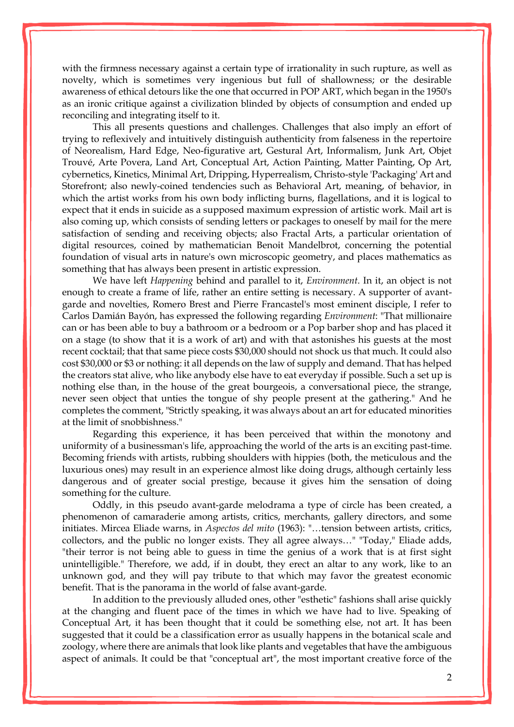with the firmness necessary against a certain type of irrationality in such rupture, as well as novelty, which is sometimes very ingenious but full of shallowness; or the desirable awareness of ethical detours like the one that occurred in POP ART, which began in the 1950's as an ironic critique against a civilization blinded by objects of consumption and ended up reconciling and integrating itself to it.

This all presents questions and challenges. Challenges that also imply an effort of trying to reflexively and intuitively distinguish authenticity from falseness in the repertoire of Neorealism, Hard Edge, Neo-figurative art, Gestural Art, Informalism, Junk Art, Objet Trouvé, Arte Povera, Land Art, Conceptual Art, Action Painting, Matter Painting, Op Art, cybernetics, Kinetics, Minimal Art, Dripping, Hyperrealism, Christo-style 'Packaging' Art and Storefront; also newly-coined tendencies such as Behavioral Art, meaning, of behavior, in which the artist works from his own body inflicting burns, flagellations, and it is logical to expect that it ends in suicide as a supposed maximum expression of artistic work. Mail art is also coming up, which consists of sending letters or packages to oneself by mail for the mere satisfaction of sending and receiving objects; also Fractal Arts, a particular orientation of digital resources, coined by mathematician Benoit Mandelbrot, concerning the potential foundation of visual arts in nature's own microscopic geometry, and places mathematics as something that has always been present in artistic expression.

We have left *Happening* behind and parallel to it, *Environment*. In it, an object is not enough to create a frame of life, rather an entire setting is necessary. A supporter of avant-garde and novelties, Romero Brest and Pierre Francastel's most eminent disciple, I refer to Carlos Damián Bayón, has expressed the following regarding *Environment*: "That millionaire can or has been able to buy a bathroom or a bedroom or a Pop barber shop and has placed it on a stage (to show that it is a work of art) and with that astonishes his guests at the most recent cocktail; that that same piece costs $30,000 should not shock us that much. It could also cost $30,000 or $3 or nothing: it all depends on the law of supply and demand. That has helped the creators stat alive, who like anybody else have to eat everyday if possible. Such a set up is nothing else than, in the house of the great bourgeois, a conversational piece, the strange, never seen object that unties the tongue of shy people present at the gathering." And he completes the comment, "Strictly speaking, it was always about an art for educated minorities at the limit of snobbishness."

Regarding this experience, it has been perceived that within the monotony and uniformity of a businessman's life, approaching the world of the arts is an exciting past-time. Becoming friends with artists, rubbing shoulders with hippies (both, the meticulous and the luxurious ones) may result in an experience almost like doing drugs, although certainly less dangerous and of greater social prestige, because it gives him the sensation of doing something for the culture.

Oddly, in this pseudo avant-garde melodrama a type of circle has been created, a phenomenon of camaraderie among artists, critics, merchants, gallery directors, and some initiates. Mircea Eliade warns, in *Aspectos del mito* (1963): "…tension between artists, critics, collectors, and the public no longer exists. They all agree always…" "Today," Eliade adds, "their terror is not being able to guess in time the genius of a work that is at first sight unintelligible." Therefore, we add, if in doubt, they erect an altar to any work, like to an unknown god, and they will pay tribute to that which may favor the greatest economic benefit. That is the panorama in the world of false avant-garde.

In addition to the previously alluded ones, other "esthetic" fashions shall arise quickly at the changing and fluent pace of the times in which we have had to live. Speaking of Conceptual Art, it has been thought that it could be something else, not art. It has been suggested that it could be a classification error as usually happens in the botanical scale and zoology, where there are animals that look like plants and vegetables that have the ambiguous aspect of animals. It could be that "conceptual art", the most important creative force of the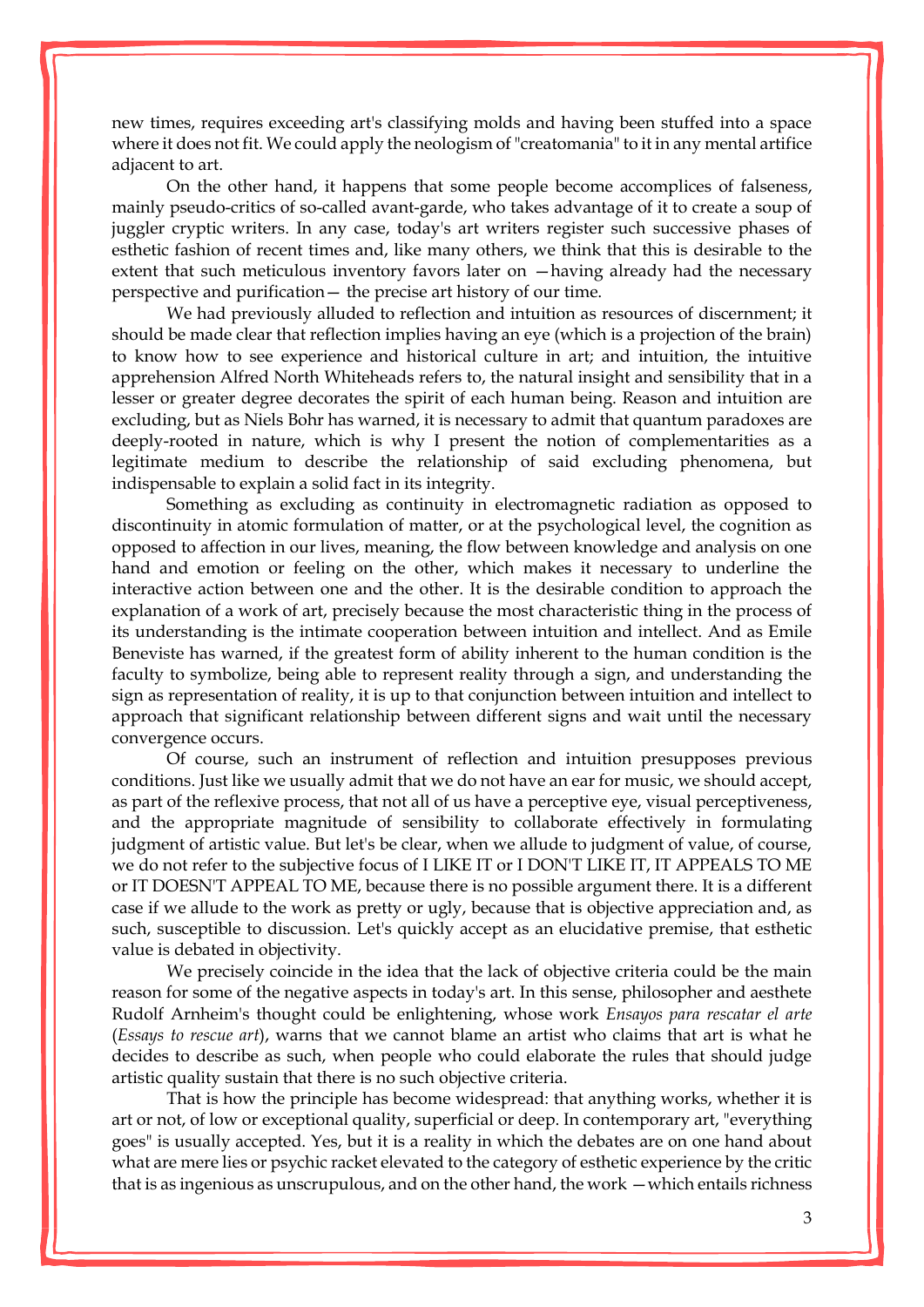new times, requires exceeding art's classifying molds and having been stuffed into a space where it does not fit. We could apply the neologism of "creatomania" to it in any mental artifice adjacent to art.

On the other hand, it happens that some people become accomplices of falseness, mainly pseudo-critics of so-called avant-garde, who takes advantage of it to create a soup of juggler cryptic writers. In any case, today's art writers register such successive phases of esthetic fashion of recent times and, like many others, we think that this is desirable to the extent that such meticulous inventory favors later on —having already had the necessary perspective and purification— the precise art history of our time.

We had previously alluded to reflection and intuition as resources of discernment; it should be made clear that reflection implies having an eye (which is a projection of the brain) to know how to see experience and historical culture in art; and intuition, the intuitive apprehension Alfred North Whiteheads refers to, the natural insight and sensibility that in a lesser or greater degree decorates the spirit of each human being. Reason and intuition are excluding, but as Niels Bohr has warned, it is necessary to admit that quantum paradoxes are deeply-rooted in nature, which is why I present the notion of complementarities as a legitimate medium to describe the relationship of said excluding phenomena, but indispensable to explain a solid fact in its integrity.

Something as excluding as continuity in electromagnetic radiation as opposed to discontinuity in atomic formulation of matter, or at the psychological level, the cognition as opposed to affection in our lives, meaning, the flow between knowledge and analysis on one hand and emotion or feeling on the other, which makes it necessary to underline the interactive action between one and the other. It is the desirable condition to approach the explanation of a work of art, precisely because the most characteristic thing in the process of its understanding is the intimate cooperation between intuition and intellect. And as Emile Beneviste has warned, if the greatest form of ability inherent to the human condition is the faculty to symbolize, being able to represent reality through a sign, and understanding the sign as representation of reality, it is up to that conjunction between intuition and intellect to approach that significant relationship between different signs and wait until the necessary convergence occurs.

Of course, such an instrument of reflection and intuition presupposes previous conditions. Just like we usually admit that we do not have an ear for music, we should accept, as part of the reflexive process, that not all of us have a perceptive eye, visual perceptiveness, and the appropriate magnitude of sensibility to collaborate effectively in formulating judgment of artistic value. But let's be clear, when we allude to judgment of value, of course, we do not refer to the subjective focus of I LIKE IT or I DON'T LIKE IT, IT APPEALS TO ME or IT DOESN'T APPEAL TO ME, because there is no possible argument there. It is a different case if we allude to the work as pretty or ugly, because that is objective appreciation and, as such, susceptible to discussion. Let's quickly accept as an elucidative premise, that esthetic value is debated in objectivity.

We precisely coincide in the idea that the lack of objective criteria could be the main reason for some of the negative aspects in today's art. In this sense, philosopher and aesthete Rudolf Arnheim's thought could be enlightening, whose work *Ensayos para rescatar el arte* (*Essays to rescue art*), warns that we cannot blame an artist who claims that art is what he decides to describe as such, when people who could elaborate the rules that should judge artistic quality sustain that there is no such objective criteria.

That is how the principle has become widespread: that anything works, whether it is art or not, of low or exceptional quality, superficial or deep. In contemporary art, "everything goes" is usually accepted. Yes, but it is a reality in which the debates are on one hand about what are mere lies or psychic racket elevated to the category of esthetic experience by the critic that is as ingenious as unscrupulous, and on the other hand, the work —which entails richness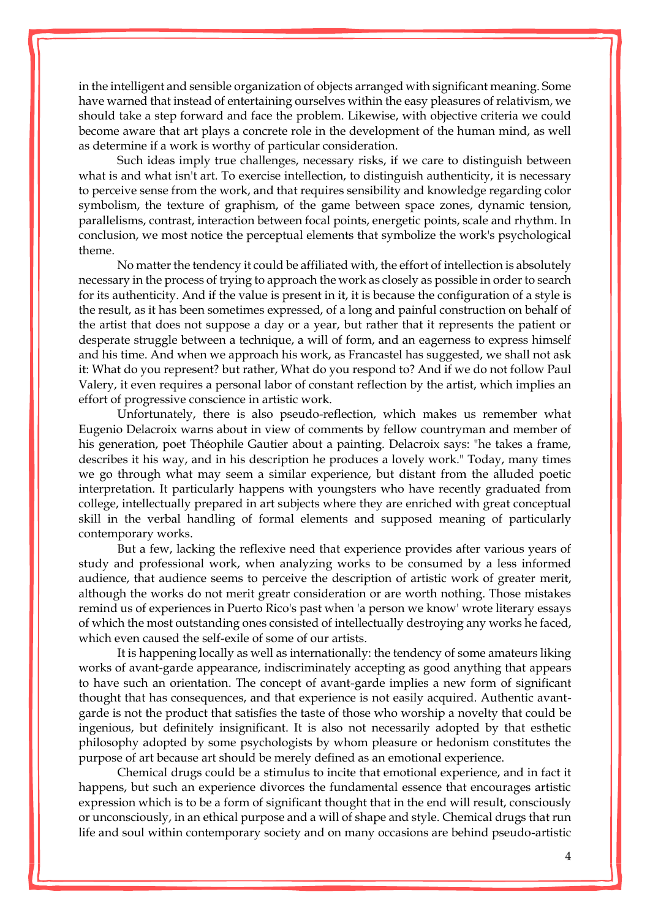in the intelligent and sensible organization of objects arranged with significant meaning. Some have warned that instead of entertaining ourselves within the easy pleasures of relativism, we should take a step forward and face the problem. Likewise, with objective criteria we could become aware that art plays a concrete role in the development of the human mind, as well as determine if a work is worthy of particular consideration.

Such ideas imply true challenges, necessary risks, if we care to distinguish between what is and what isn't art. To exercise intellection, to distinguish authenticity, it is necessary to perceive sense from the work, and that requires sensibility and knowledge regarding color symbolism, the texture of graphism, of the game between space zones, dynamic tension, parallelisms, contrast, interaction between focal points, energetic points, scale and rhythm. In conclusion, we most notice the perceptual elements that symbolize the work's psychological theme.

No matter the tendency it could be affiliated with, the effort of intellection is absolutely necessary in the process of trying to approach the work as closely as possible in order to search for its authenticity. And if the value is present in it, it is because the configuration of a style is the result, as it has been sometimes expressed, of a long and painful construction on behalf of the artist that does not suppose a day or a year, but rather that it represents the patient or desperate struggle between a technique, a will of form, and an eagerness to express himself and his time. And when we approach his work, as Francastel has suggested, we shall not ask it: What do you represent? but rather, What do you respond to? And if we do not follow Paul Valery, it even requires a personal labor of constant reflection by the artist, which implies an effort of progressive conscience in artistic work.

Unfortunately, there is also pseudo-reflection, which makes us remember what Eugenio Delacroix warns about in view of comments by fellow countryman and member of his generation, poet Théophile Gautier about a painting. Delacroix says: "he takes a frame, describes it his way, and in his description he produces a lovely work." Today, many times we go through what may seem a similar experience, but distant from the alluded poetic interpretation. It particularly happens with youngsters who have recently graduated from college, intellectually prepared in art subjects where they are enriched with great conceptual skill in the verbal handling of formal elements and supposed meaning of particularly contemporary works.

But a few, lacking the reflexive need that experience provides after various years of study and professional work, when analyzing works to be consumed by a less informed audience, that audience seems to perceive the description of artistic work of greater merit, although the works do not merit greatr consideration or are worth nothing. Those mistakes remind us of experiences in Puerto Rico's past when 'a person we know' wrote literary essays of which the most outstanding ones consisted of intellectually destroying any works he faced, which even caused the self-exile of some of our artists.

It is happening locally as well as internationally: the tendency of some amateurs liking works of avant-garde appearance, indiscriminately accepting as good anything that appears to have such an orientation. The concept of avant-garde implies a new form of significant thought that has consequences, and that experience is not easily acquired. Authentic avant-garde is not the product that satisfies the taste of those who worship a novelty that could be ingenious, but definitely insignificant. It is also not necessarily adopted by that esthetic philosophy adopted by some psychologists by whom pleasure or hedonism constitutes the purpose of art because art should be merely defined as an emotional experience.

Chemical drugs could be a stimulus to incite that emotional experience, and in fact it happens, but such an experience divorces the fundamental essence that encourages artistic expression which is to be a form of significant thought that in the end will result, consciously or unconsciously, in an ethical purpose and a will of shape and style. Chemical drugs that run life and soul within contemporary society and on many occasions are behind pseudo-artistic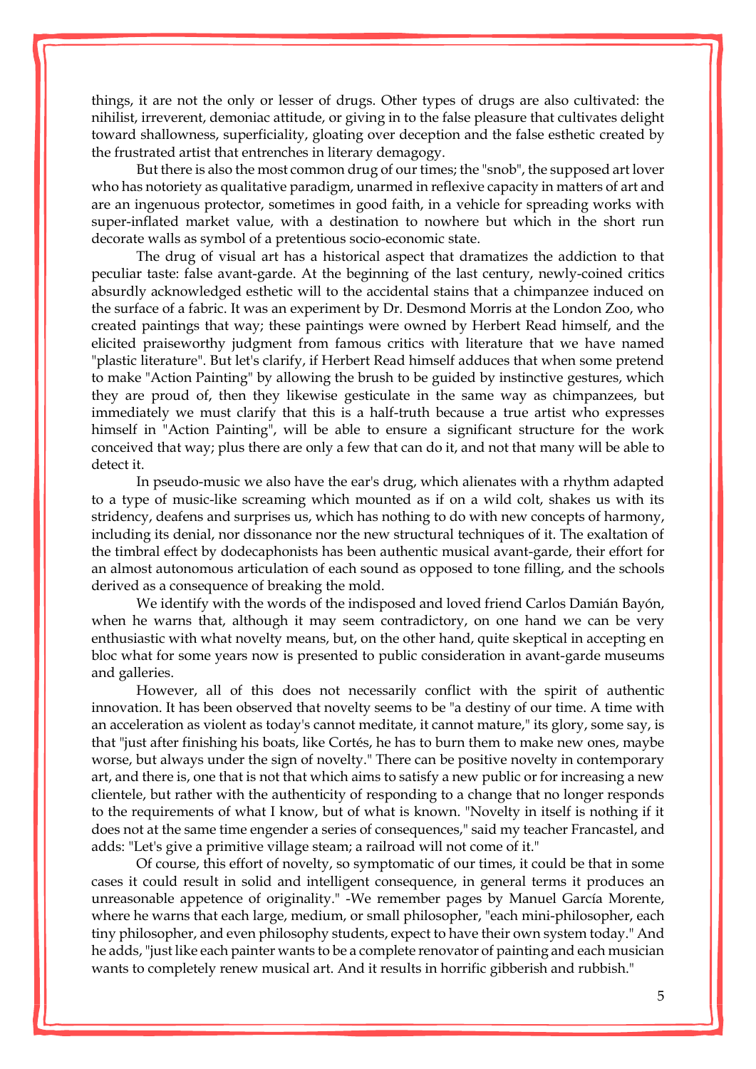things, it are not the only or lesser of drugs. Other types of drugs are also cultivated: the nihilist, irreverent, demoniac attitude, or giving in to the false pleasure that cultivates delight toward shallowness, superficiality, gloating over deception and the false esthetic created by the frustrated artist that entrenches in literary demagogy.

But there is also the most common drug of our times; the "snob", the supposed art lover who has notoriety as qualitative paradigm, unarmed in reflexive capacity in matters of art and are an ingenuous protector, sometimes in good faith, in a vehicle for spreading works with super-inflated market value, with a destination to nowhere but which in the short run decorate walls as symbol of a pretentious socio-economic state.

The drug of visual art has a historical aspect that dramatizes the addiction to that peculiar taste: false avant-garde. At the beginning of the last century, newly-coined critics absurdly acknowledged esthetic will to the accidental stains that a chimpanzee induced on the surface of a fabric. It was an experiment by Dr. Desmond Morris at the London Zoo, who created paintings that way; these paintings were owned by Herbert Read himself, and the elicited praiseworthy judgment from famous critics with literature that we have named "plastic literature". But let's clarify, if Herbert Read himself adduces that when some pretend to make "Action Painting" by allowing the brush to be guided by instinctive gestures, which they are proud of, then they likewise gesticulate in the same way as chimpanzees, but immediately we must clarify that this is a half-truth because a true artist who expresses himself in "Action Painting", will be able to ensure a significant structure for the work conceived that way; plus there are only a few that can do it, and not that many will be able to detect it.

In pseudo-music we also have the ear's drug, which alienates with a rhythm adapted to a type of music-like screaming which mounted as if on a wild colt, shakes us with its stridency, deafens and surprises us, which has nothing to do with new concepts of harmony, including its denial, nor dissonance nor the new structural techniques of it. The exaltation of the timbral effect by dodecaphonists has been authentic musical avant-garde, their effort for an almost autonomous articulation of each sound as opposed to tone filling, and the schools derived as a consequence of breaking the mold.

We identify with the words of the indisposed and loved friend Carlos Damián Bayón, when he warns that, although it may seem contradictory, on one hand we can be very enthusiastic with what novelty means, but, on the other hand, quite skeptical in accepting en bloc what for some years now is presented to public consideration in avant-garde museums and galleries.

However, all of this does not necessarily conflict with the spirit of authentic innovation. It has been observed that novelty seems to be "a destiny of our time. A time with an acceleration as violent as today's cannot meditate, it cannot mature," its glory, some say, is that "just after finishing his boats, like Cortés, he has to burn them to make new ones, maybe worse, but always under the sign of novelty." There can be positive novelty in contemporary art, and there is, one that is not that which aims to satisfy a new public or for increasing a new clientele, but rather with the authenticity of responding to a change that no longer responds to the requirements of what I know, but of what is known. "Novelty in itself is nothing if it does not at the same time engender a series of consequences," said my teacher Francastel, and adds: "Let's give a primitive village steam; a railroad will not come of it."

Of course, this effort of novelty, so symptomatic of our times, it could be that in some cases it could result in solid and intelligent consequence, in general terms it produces an unreasonable appetence of originality." -We remember pages by Manuel García Morente, where he warns that each large, medium, or small philosopher, "each mini-philosopher, each tiny philosopher, and even philosophy students, expect to have their own system today." And he adds, "just like each painter wants to be a complete renovator of painting and each musician wants to completely renew musical art. And it results in horrific gibberish and rubbish."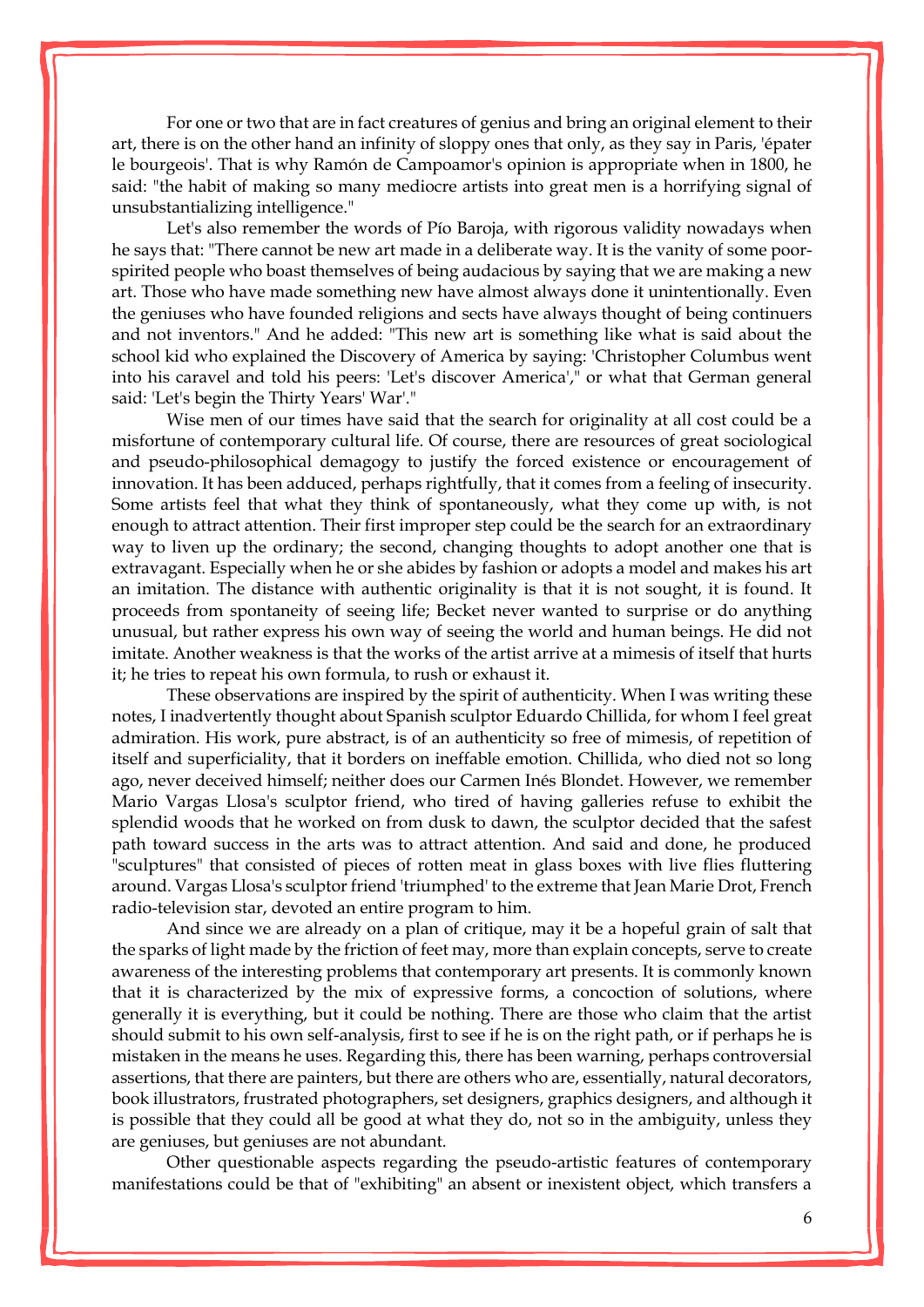For one or two that are in fact creatures of genius and bring an original element to their art, there is on the other hand an infinity of sloppy ones that only, as they say in Paris, 'épater le bourgeois'. That is why Ramón de Campoamor's opinion is appropriate when in 1800, he said: "the habit of making so many mediocre artists into great men is a horrifying signal of unsubstantializing intelligence."

Let's also remember the words of Pío Baroja, with rigorous validity nowadays when he says that: "There cannot be new art made in a deliberate way. It is the vanity of some poor-spirited people who boast themselves of being audacious by saying that we are making a new art. Those who have made something new have almost always done it unintentionally. Even the geniuses who have founded religions and sects have always thought of being continuers and not inventors." And he added: "This new art is something like what is said about the school kid who explained the Discovery of America by saying: 'Christopher Columbus went into his caravel and told his peers: 'Let's discover America'," or what that German general said: 'Let's begin the Thirty Years' War'."

Wise men of our times have said that the search for originality at all cost could be a misfortune of contemporary cultural life. Of course, there are resources of great sociological and pseudo-philosophical demagogy to justify the forced existence or encouragement of innovation. It has been adduced, perhaps rightfully, that it comes from a feeling of insecurity. Some artists feel that what they think of spontaneously, what they come up with, is not enough to attract attention. Their first improper step could be the search for an extraordinary way to liven up the ordinary; the second, changing thoughts to adopt another one that is extravagant. Especially when he or she abides by fashion or adopts a model and makes his art an imitation. The distance with authentic originality is that it is not sought, it is found. It proceeds from spontaneity of seeing life; Becket never wanted to surprise or do anything unusual, but rather express his own way of seeing the world and human beings. He did not imitate. Another weakness is that the works of the artist arrive at a mimesis of itself that hurts it; he tries to repeat his own formula, to rush or exhaust it.

These observations are inspired by the spirit of authenticity. When I was writing these notes, I inadvertently thought about Spanish sculptor Eduardo Chillida, for whom I feel great admiration. His work, pure abstract, is of an authenticity so free of mimesis, of repetition of itself and superficiality, that it borders on ineffable emotion. Chillida, who died not so long ago, never deceived himself; neither does our Carmen Inés Blondet. However, we remember Mario Vargas Llosa's sculptor friend, who tired of having galleries refuse to exhibit the splendid woods that he worked on from dusk to dawn, the sculptor decided that the safest path toward success in the arts was to attract attention. And said and done, he produced "sculptures" that consisted of pieces of rotten meat in glass boxes with live flies fluttering around. Vargas Llosa's sculptor friend 'triumphed' to the extreme that Jean Marie Drot, French radio-television star, devoted an entire program to him.

And since we are already on a plan of critique, may it be a hopeful grain of salt that the sparks of light made by the friction of feet may, more than explain concepts, serve to create awareness of the interesting problems that contemporary art presents. It is commonly known that it is characterized by the mix of expressive forms, a concoction of solutions, where generally it is everything, but it could be nothing. There are those who claim that the artist should submit to his own self-analysis, first to see if he is on the right path, or if perhaps he is mistaken in the means he uses. Regarding this, there has been warning, perhaps controversial assertions, that there are painters, but there are others who are, essentially, natural decorators, book illustrators, frustrated photographers, set designers, graphics designers, and although it is possible that they could all be good at what they do, not so in the ambiguity, unless they are geniuses, but geniuses are not abundant.

Other questionable aspects regarding the pseudo-artistic features of contemporary manifestations could be that of "exhibiting" an absent or inexistent object, which transfers a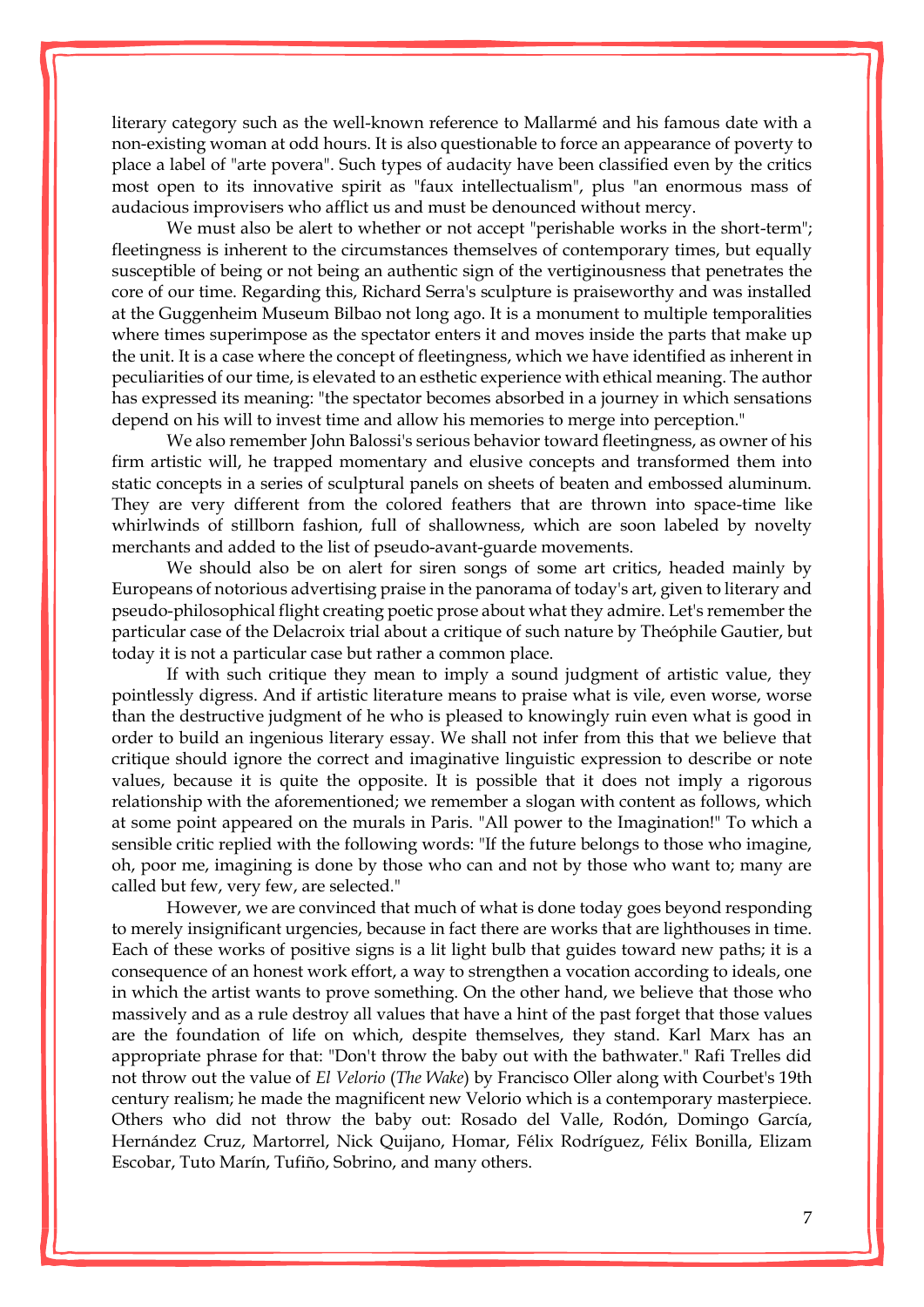literary category such as the well-known reference to Mallarmé and his famous date with a non-existing woman at odd hours. It is also questionable to force an appearance of poverty to place a label of "arte povera". Such types of audacity have been classified even by the critics most open to its innovative spirit as "faux intellectualism", plus "an enormous mass of audacious improvisers who afflict us and must be denounced without mercy.

We must also be alert to whether or not accept "perishable works in the short-term"; fleetingness is inherent to the circumstances themselves of contemporary times, but equally susceptible of being or not being an authentic sign of the vertiginousness that penetrates the core of our time. Regarding this, Richard Serra's sculpture is praiseworthy and was installed at the Guggenheim Museum Bilbao not long ago. It is a monument to multiple temporalities where times superimpose as the spectator enters it and moves inside the parts that make up the unit. It is a case where the concept of fleetingness, which we have identified as inherent in peculiarities of our time, is elevated to an esthetic experience with ethical meaning. The author has expressed its meaning: "the spectator becomes absorbed in a journey in which sensations depend on his will to invest time and allow his memories to merge into perception."

We also remember John Balossi's serious behavior toward fleetingness, as owner of his firm artistic will, he trapped momentary and elusive concepts and transformed them into static concepts in a series of sculptural panels on sheets of beaten and embossed aluminum. They are very different from the colored feathers that are thrown into space-time like whirlwinds of stillborn fashion, full of shallowness, which are soon labeled by novelty merchants and added to the list of pseudo-avant-guarde movements.

We should also be on alert for siren songs of some art critics, headed mainly by Europeans of notorious advertising praise in the panorama of today's art, given to literary and pseudo-philosophical flight creating poetic prose about what they admire. Let's remember the particular case of the Delacroix trial about a critique of such nature by Theóphile Gautier, but today it is not a particular case but rather a common place.

If with such critique they mean to imply a sound judgment of artistic value, they pointlessly digress. And if artistic literature means to praise what is vile, even worse, worse than the destructive judgment of he who is pleased to knowingly ruin even what is good in order to build an ingenious literary essay. We shall not infer from this that we believe that critique should ignore the correct and imaginative linguistic expression to describe or note values, because it is quite the opposite. It is possible that it does not imply a rigorous relationship with the aforementioned; we remember a slogan with content as follows, which at some point appeared on the murals in Paris. "All power to the Imagination!" To which a sensible critic replied with the following words: "If the future belongs to those who imagine, oh, poor me, imagining is done by those who can and not by those who want to; many are called but few, very few, are selected."

However, we are convinced that much of what is done today goes beyond responding to merely insignificant urgencies, because in fact there are works that are lighthouses in time. Each of these works of positive signs is a lit light bulb that guides toward new paths; it is a consequence of an honest work effort, a way to strengthen a vocation according to ideals, one in which the artist wants to prove something. On the other hand, we believe that those who massively and as a rule destroy all values that have a hint of the past forget that those values are the foundation of life on which, despite themselves, they stand. Karl Marx has an appropriate phrase for that: "Don't throw the baby out with the bathwater." Rafi Trelles did not throw out the value of *El Velorio* (*The Wake*) by Francisco Oller along with Courbet's 19th century realism; he made the magnificent new Velorio which is a contemporary masterpiece. Others who did not throw the baby out: Rosado del Valle, Rodón, Domingo García, Hernández Cruz, Martorrel, Nick Quijano, Homar, Félix Rodríguez, Félix Bonilla, Elizam Escobar, Tuto Marín, Tufiño, Sobrino, and many others.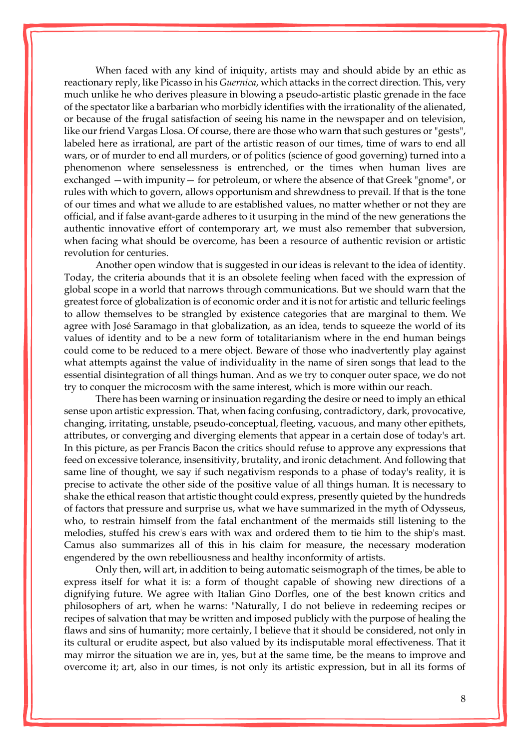When faced with any kind of iniquity, artists may and should abide by an ethic as reactionary reply, like Picasso in his *Guernica*, which attacks in the correct direction. This, very much unlike he who derives pleasure in blowing a pseudo-artistic plastic grenade in the face of the spectator like a barbarian who morbidly identifies with the irrationality of the alienated, or because of the frugal satisfaction of seeing his name in the newspaper and on television, like our friend Vargas Llosa. Of course, there are those who warn that such gestures or "gests", labeled here as irrational, are part of the artistic reason of our times, time of wars to end all wars, or of murder to end all murders, or of politics (science of good governing) turned into a phenomenon where senselessness is entrenched, or the times when human lives are exchanged —with impunity— for petroleum, or where the absence of that Greek "gnome", or rules with which to govern, allows opportunism and shrewdness to prevail. If that is the tone of our times and what we allude to are established values, no matter whether or not they are official, and if false avant-garde adheres to it usurping in the mind of the new generations the authentic innovative effort of contemporary art, we must also remember that subversion, when facing what should be overcome, has been a resource of authentic revision or artistic revolution for centuries.

Another open window that is suggested in our ideas is relevant to the idea of identity. Today, the criteria abounds that it is an obsolete feeling when faced with the expression of global scope in a world that narrows through communications. But we should warn that the greatest force of globalization is of economic order and it is not for artistic and telluric feelings to allow themselves to be strangled by existence categories that are marginal to them. We agree with José Saramago in that globalization, as an idea, tends to squeeze the world of its values of identity and to be a new form of totalitarianism where in the end human beings could come to be reduced to a mere object. Beware of those who inadvertently play against what attempts against the value of individuality in the name of siren songs that lead to the essential disintegration of all things human. And as we try to conquer outer space, we do not try to conquer the microcosm with the same interest, which is more within our reach.

There has been warning or insinuation regarding the desire or need to imply an ethical sense upon artistic expression. That, when facing confusing, contradictory, dark, provocative, changing, irritating, unstable, pseudo-conceptual, fleeting, vacuous, and many other epithets, attributes, or converging and diverging elements that appear in a certain dose of today's art. In this picture, as per Francis Bacon the critics should refuse to approve any expressions that feed on excessive tolerance, insensitivity, brutality, and ironic detachment. And following that same line of thought, we say if such negativism responds to a phase of today's reality, it is precise to activate the other side of the positive value of all things human. It is necessary to shake the ethical reason that artistic thought could express, presently quieted by the hundreds of factors that pressure and surprise us, what we have summarized in the myth of Odysseus, who, to restrain himself from the fatal enchantment of the mermaids still listening to the melodies, stuffed his crew's ears with wax and ordered them to tie him to the ship's mast. Camus also summarizes all of this in his claim for measure, the necessary moderation engendered by the own rebelliousness and healthy inconformity of artists.

Only then, will art, in addition to being automatic seismograph of the times, be able to express itself for what it is: a form of thought capable of showing new directions of a dignifying future. We agree with Italian Gino Dorfles, one of the best known critics and philosophers of art, when he warns: "Naturally, I do not believe in redeeming recipes or recipes of salvation that may be written and imposed publicly with the purpose of healing the flaws and sins of humanity; more certainly, I believe that it should be considered, not only in its cultural or erudite aspect, but also valued by its indisputable moral effectiveness. That it may mirror the situation we are in, yes, but at the same time, be the means to improve and overcome it; art, also in our times, is not only its artistic expression, but in all its forms of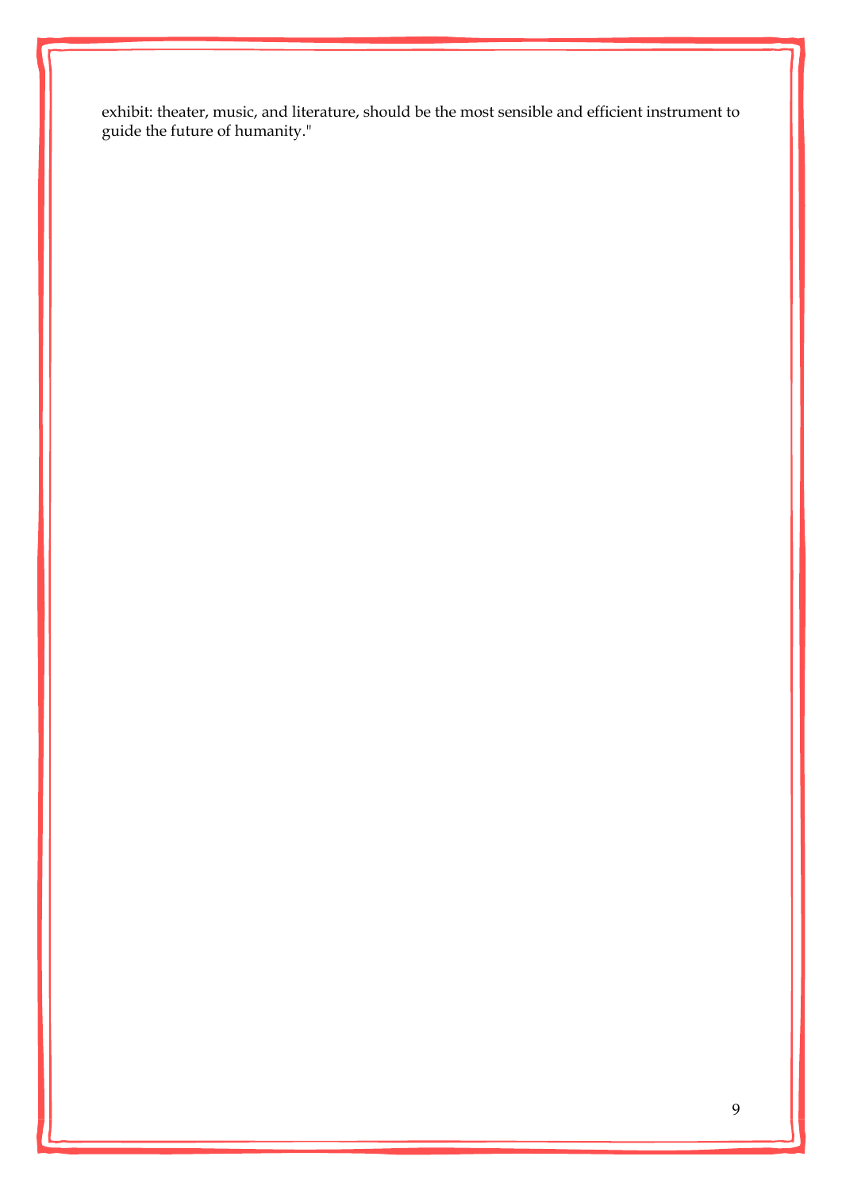exhibit: theater, music, and literature, should be the most sensible and efficient instrument to guide the future of humanity."